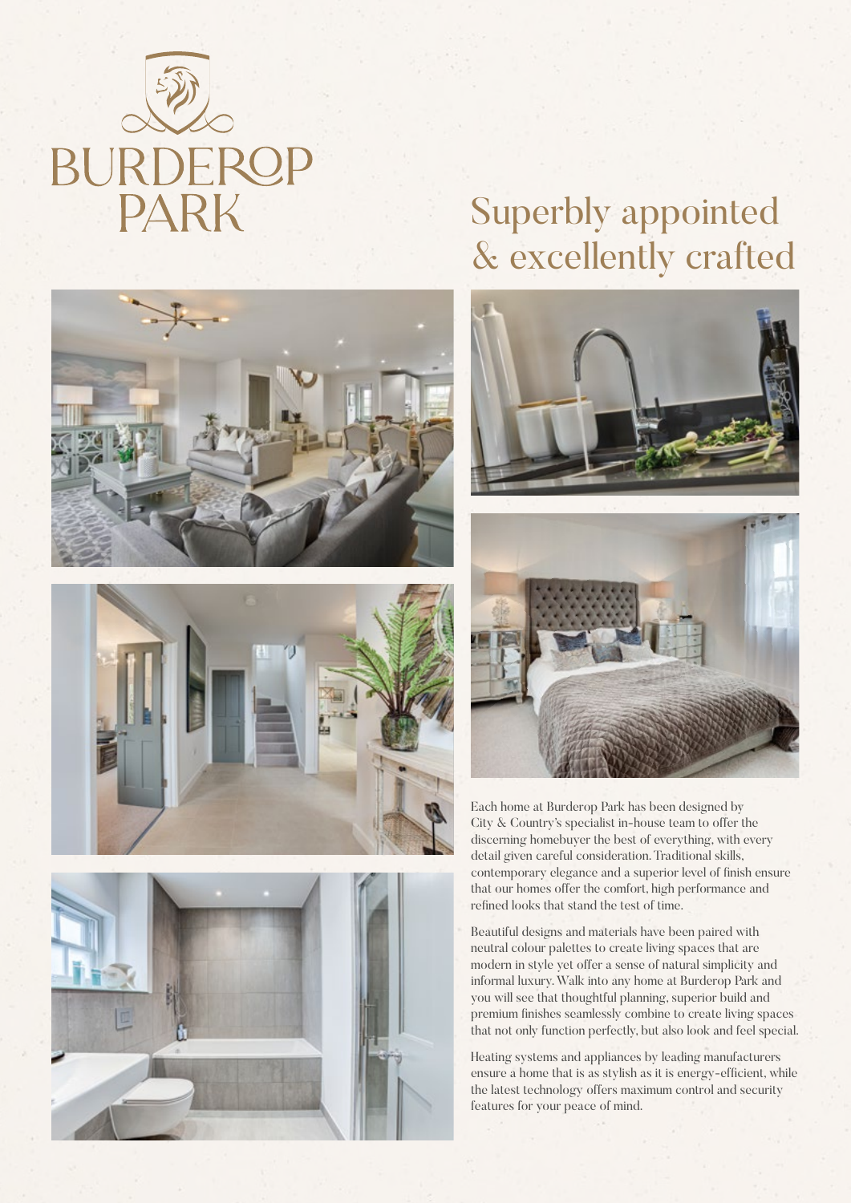BURDEROP PARK

# Superbly appointed & excellently crafted

Each home at Burderop Park has been designed by City & Country's specialist in-house team to offer the discerning homebuyer the best of everything, with every detail given careful consideration. Traditional skills, contemporary elegance and a superior level of finish ensure that our homes offer the comfort, high performance and refined looks that stand the test of time.

Beautiful designs and materials have been paired with neutral colour palettes to create living spaces that are modern in style yet offer a sense of natural simplicity and informal luxury. Walk into any home at Burderop Park and you will see that thoughtful planning, superior build and premium finishes seamlessly combine to create living spaces that not only function perfectly, but also look and feel special.

Heating systems and appliances by leading manufacturers ensure a home that is as stylish as it is energy-efficient, while the latest technology offers maximum control and security features for your peace of mind.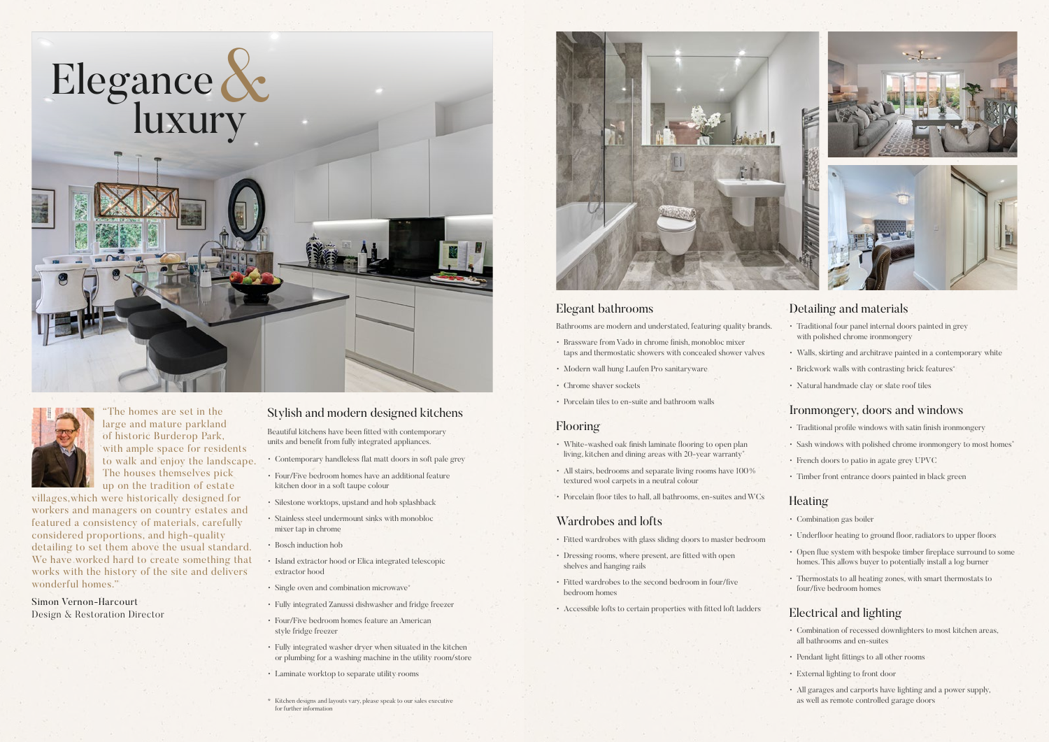# Elegance & luxury

"The homes are set in the large and mature parkland of historic Burderop Park, with ample space for residents to walk and enjoy the landscape. The houses themselves pick up on the tradition of estate villages,which were historically designed for workers and managers on country estates and featured a consistency of materials, carefully considered proportions, and high-quality detailing to set them above the usual standard. We have worked hard to create something that works with the history of the site and delivers wonderful homes."

Simon Vernon-Harcourt
Design & Restoration Director

## Stylish and modern designed kitchens

Beautiful kitchens have been fitted with contemporary units and benefit from fully integrated appliances.

- Contemporary handleless flat matt doors in soft pale grey
- Four/Five bedroom homes have an additional feature kitchen door in a soft taupe colour
- Silestone worktops, upstand and hob splashback
- Stainless steel undermount sinks with monobloc mixer tap in chrome
- Bosch induction hob
- Island extractor hood or Elica integrated telescopic extractor hood
- Single oven and combination microwave*
- Fully integrated Zanussi dishwasher and fridge freezer
- Four/Five bedroom homes feature an American style fridge freezer
- Fully integrated washer dryer when situated in the kitchen or plumbing for a washing machine in the utility room/store
- Laminate worktop to separate utility rooms

\* Kitchen designs and layouts vary, please speak to our sales executive for further information

## Elegant bathrooms

Bathrooms are modern and understated, featuring quality brands.

- Brassware from Vado in chrome finish, monobloc mixer taps and thermostatic showers with concealed shower valves
- Modern wall hung Laufen Pro sanitaryware
- Chrome shaver sockets
- Porcelain tiles to en-suite and bathroom walls

## Flooring

- White-washed oak finish laminate flooring to open plan living, kitchen and dining areas with 20-year warranty*
- All stairs, bedrooms and separate living rooms have 100% textured wool carpets in a neutral colour
- Porcelain floor tiles to hall, all bathrooms, en-suites and WCs

## Wardrobes and lofts

- Fitted wardrobes with glass sliding doors to master bedroom
- Dressing rooms, where present, are fitted with open shelves and hanging rails
- Fitted wardrobes to the second bedroom in four/five bedroom homes
- Accessible lofts to certain properties with fitted loft ladders

## Detailing and materials

- Traditional four panel internal doors painted in grey with polished chrome ironmongery
- Walls, skirting and architrave painted in a contemporary white
- Brickwork walls with contrasting brick features*
- Natural handmade clay or slate roof tiles

## Ironmongery, doors and windows

- Traditional profile windows with satin finish ironmongery
- Sash windows with polished chrome ironmongery to most homes*
- French doors to patio in agate grey UPVC
- Timber front entrance doors painted in black green

## Heating

- Combination gas boiler
- Underfloor heating to ground floor, radiators to upper floors
- Open flue system with bespoke timber fireplace surround to some homes. This allows buyer to potentially install a log burner
- Thermostats to all heating zones, with smart thermostats to four/five bedroom homes

## Electrical and lighting

- Combination of recessed downlighters to most kitchen areas, all bathrooms and en-suites
- Pendant light fittings to all other rooms
- External lighting to front door
- All garages and carports have lighting and a power supply, as well as remote controlled garage doors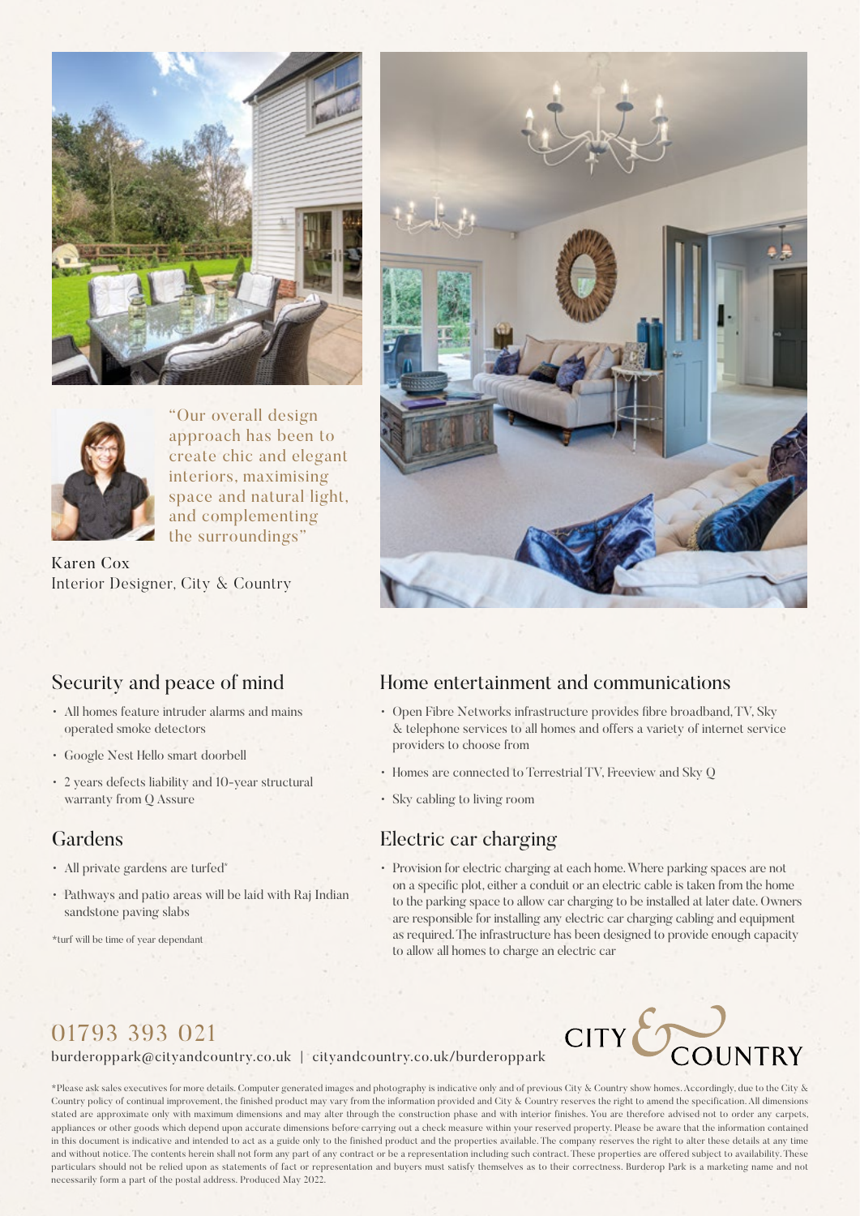"Our overall design approach has been to create chic and elegant interiors, maximising space and natural light, and complementing the surroundings"

Karen Cox
Interior Designer, City & Country

## Security and peace of mind

- All homes feature intruder alarms and mains operated smoke detectors
- Google Nest Hello smart doorbell
- 2 years defects liability and 10-year structural warranty from Q Assure

## Gardens

- All private gardens are turfed*
- Pathways and patio areas will be laid with Raj Indian sandstone paving slabs

*turf will be time of year dependant

## Home entertainment and communications

- Open Fibre Networks infrastructure provides fibre broadband, TV, Sky & telephone services to all homes and offers a variety of internet service providers to choose from
- Homes are connected to Terrestrial TV, Freeview and Sky Q
- Sky cabling to living room

## Electric car charging

- Provision for electric charging at each home. Where parking spaces are not on a specific plot, either a conduit or an electric cable is taken from the home to the parking space to allow car charging to be installed at later date. Owners are responsible for installing any electric car charging cabling and equipment as required. The infrastructure has been designed to provide enough capacity to allow all homes to charge an electric car

01793 393 021

burderoppark@cityandcountry.co.uk | cityandcountry.co.uk/burderoppark

CITY & COUNTRY

*Please ask sales executives for more details. Computer generated images and photography is indicative only and of previous City & Country show homes. Accordingly, due to the City & Country policy of continual improvement, the finished product may vary from the information provided and City & Country reserves the right to amend the specification. All dimensions stated are approximate only with maximum dimensions and may alter through the construction phase and with interior finishes. You are therefore advised not to order any carpets, appliances or other goods which depend upon accurate dimensions before carrying out a check measure within your reserved property. Please be aware that the information contained in this document is indicative and intended to act as a guide only to the finished product and the properties available. The company reserves the right to alter these details at any time and without notice. The contents herein shall not form any part of any contract or be a representation including such contract. These properties are offered subject to availability. These particulars should not be relied upon as statements of fact or representation and buyers must satisfy themselves as to their correctness. Burderop Park is a marketing name and not necessarily form a part of the postal address. Produced May 2022.